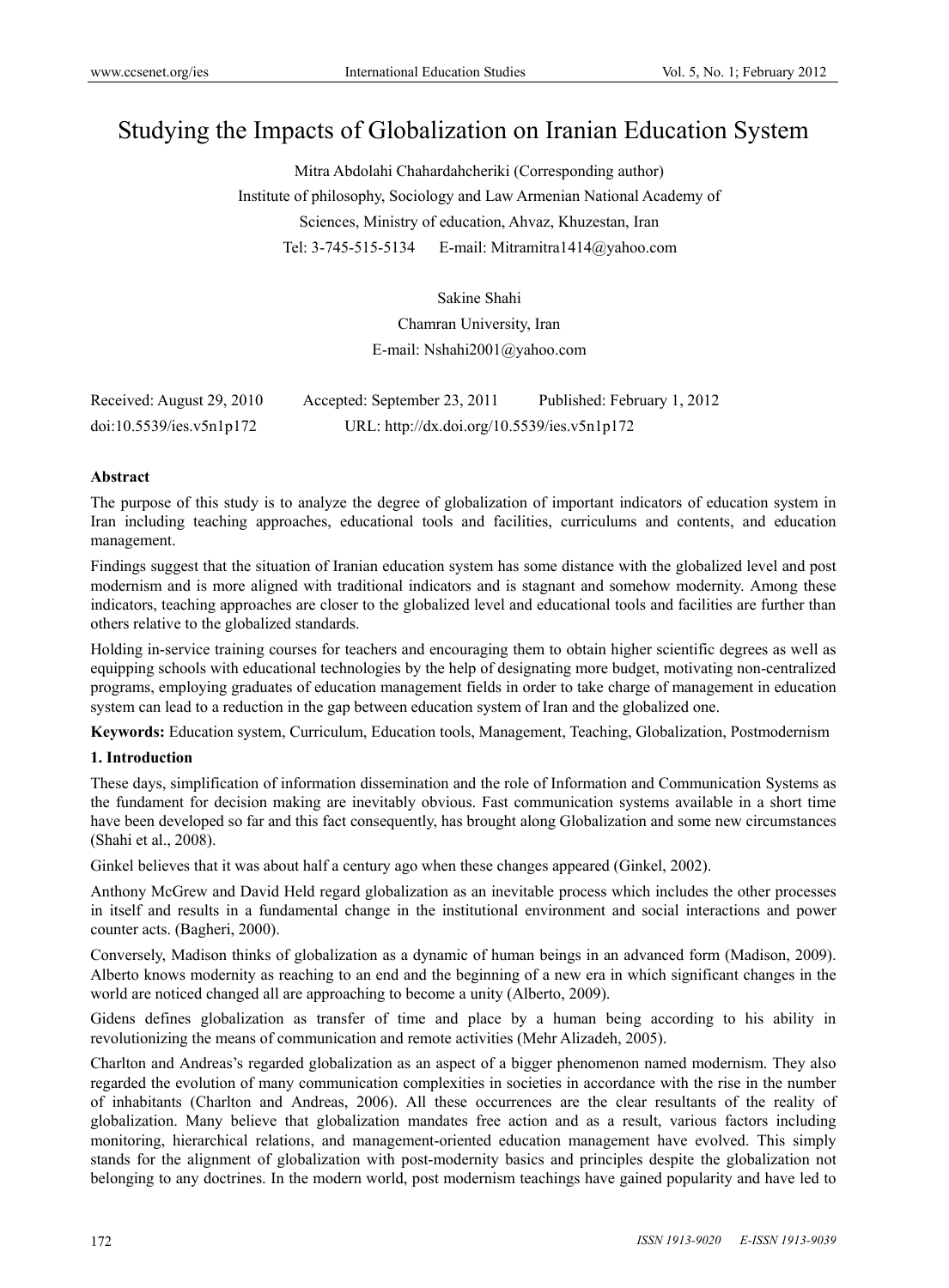# Studying the Impacts of Globalization on Iranian Education System

Mitra Abdolahi Chahardahcheriki (Corresponding author)

Institute of philosophy, Sociology and Law Armenian National Academy of Sciences, Ministry of education, Ahvaz, Khuzestan, Iran

Tel: 3-745-515-5134 E-mail: Mitramitra1414@yahoo.com

Sakine Shahi

Chamran University, Iran

E-mail: Nshahi2001@yahoo.com

Received: August 29, 2010 Accepted: September 23, 2011 Published: February 1, 2012

doi:10.5539/ies.v5n1p172 URL: http://dx.doi.org/10.5539/ies.v5n1p172

**Abstract**

The purpose of this study is to analyze the degree of globalization of important indicators of education system in Iran including teaching approaches, educational tools and facilities, curriculums and contents, and education management.

Findings suggest that the situation of Iranian education system has some distance with the globalized level and post modernism and is more aligned with traditional indicators and is stagnant and somehow modernity. Among these indicators, teaching approaches are closer to the globalized level and educational tools and facilities are further than others relative to the globalized standards.

Holding in-service training courses for teachers and encouraging them to obtain higher scientific degrees as well as equipping schools with educational technologies by the help of designating more budget, motivating non-centralized programs, employing graduates of education management fields in order to take charge of management in education system can lead to a reduction in the gap between education system of Iran and the globalized one.

**Keywords:** Education system, Curriculum, Education tools, Management, Teaching, Globalization, Postmodernism

## 1. Introduction

These days, simplification of information dissemination and the role of Information and Communication Systems as the fundament for decision making are inevitably obvious. Fast communication systems available in a short time have been developed so far and this fact consequently, has brought along Globalization and some new circumstances (Shahi et al., 2008).

Ginkel believes that it was about half a century ago when these changes appeared (Ginkel, 2002).

Anthony McGrew and David Held regard globalization as an inevitable process which includes the other processes in itself and results in a fundamental change in the institutional environment and social interactions and power counter acts. (Bagheri, 2000).

Conversely, Madison thinks of globalization as a dynamic of human beings in an advanced form (Madison, 2009). Alberto knows modernity as reaching to an end and the beginning of a new era in which significant changes in the world are noticed changed all are approaching to become a unity (Alberto, 2009).

Gidens defines globalization as transfer of time and place by a human being according to his ability in revolutionizing the means of communication and remote activities (Mehr Alizadeh, 2005).

Charlton and Andreas's regarded globalization as an aspect of a bigger phenomenon named modernism. They also regarded the evolution of many communication complexities in societies in accordance with the rise in the number of inhabitants (Charlton and Andreas, 2006). All these occurrences are the clear resultants of the reality of globalization. Many believe that globalization mandates free action and as a result, various factors including monitoring, hierarchical relations, and management-oriented education management have evolved. This simply stands for the alignment of globalization with post-modernity basics and principles despite the globalization not belonging to any doctrines. In the modern world, post modernism teachings have gained popularity and have led to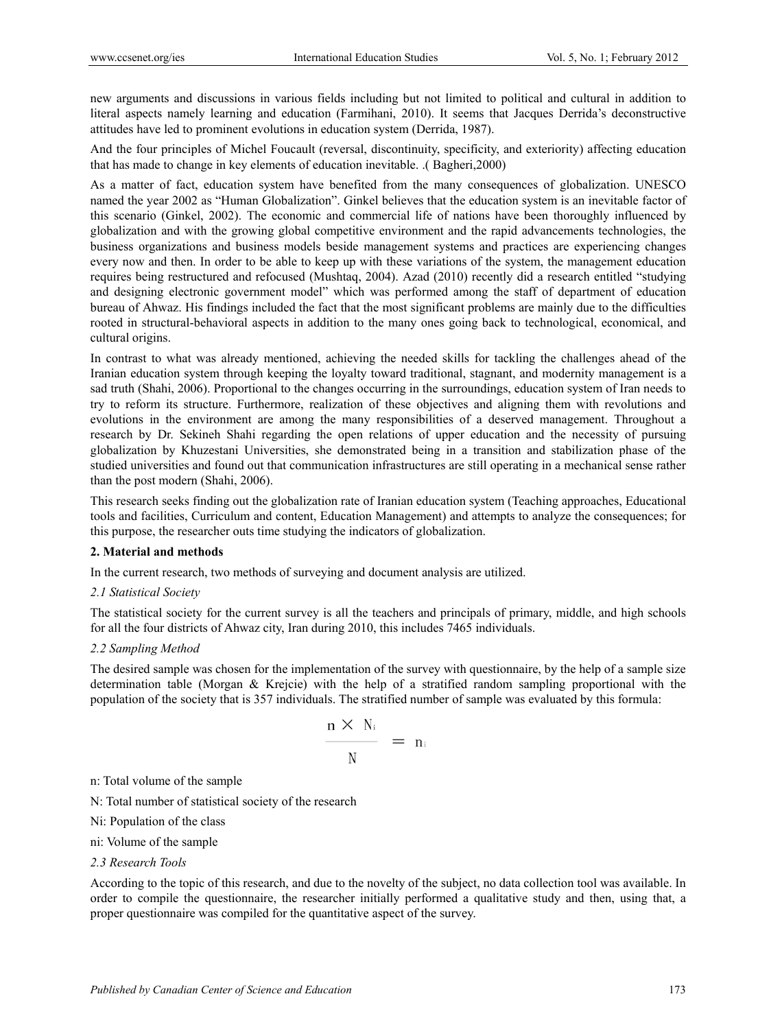new arguments and discussions in various fields including but not limited to political and cultural in addition to literal aspects namely learning and education (Farmihani, 2010). It seems that Jacques Derrida's deconstructive attitudes have led to prominent evolutions in education system (Derrida, 1987).

And the four principles of Michel Foucault (reversal, discontinuity, specificity, and exteriority) affecting education that has made to change in key elements of education inevitable. .( Bagheri,2000)

As a matter of fact, education system have benefited from the many consequences of globalization. UNESCO named the year 2002 as "Human Globalization". Ginkel believes that the education system is an inevitable factor of this scenario (Ginkel, 2002). The economic and commercial life of nations have been thoroughly influenced by globalization and with the growing global competitive environment and the rapid advancements technologies, the business organizations and business models beside management systems and practices are experiencing changes every now and then. In order to be able to keep up with these variations of the system, the management education requires being restructured and refocused (Mushtaq, 2004). Azad (2010) recently did a research entitled "studying and designing electronic government model" which was performed among the staff of department of education bureau of Ahwaz. His findings included the fact that the most significant problems are mainly due to the difficulties rooted in structural-behavioral aspects in addition to the many ones going back to technological, economical, and cultural origins.

In contrast to what was already mentioned, achieving the needed skills for tackling the challenges ahead of the Iranian education system through keeping the loyalty toward traditional, stagnant, and modernity management is a sad truth (Shahi, 2006). Proportional to the changes occurring in the surroundings, education system of Iran needs to try to reform its structure. Furthermore, realization of these objectives and aligning them with revolutions and evolutions in the environment are among the many responsibilities of a deserved management. Throughout a research by Dr. Sekineh Shahi regarding the open relations of upper education and the necessity of pursuing globalization by Khuzestani Universities, she demonstrated being in a transition and stabilization phase of the studied universities and found out that communication infrastructures are still operating in a mechanical sense rather than the post modern (Shahi, 2006).

This research seeks finding out the globalization rate of Iranian education system (Teaching approaches, Educational tools and facilities, Curriculum and content, Education Management) and attempts to analyze the consequences; for this purpose, the researcher outs time studying the indicators of globalization.

## 2. Material and methods

In the current research, two methods of surveying and document analysis are utilized.

### *2.1 Statistical Society*

The statistical society for the current survey is all the teachers and principals of primary, middle, and high schools for all the four districts of Ahwaz city, Iran during 2010, this includes 7465 individuals.

### *2.2 Sampling Method*

The desired sample was chosen for the implementation of the survey with questionnaire, by the help of a sample size determination table (Morgan & Krejcie) with the help of a stratified random sampling proportional with the population of the society that is 357 individuals. The stratified number of sample was evaluated by this formula:

$$\frac{n \times N_i}{N} = n_i$$

n: Total volume of the sample

N: Total number of statistical society of the research

Ni: Population of the class

ni: Volume of the sample

### *2.3 Research Tools*

According to the topic of this research, and due to the novelty of the subject, no data collection tool was available. In order to compile the questionnaire, the researcher initially performed a qualitative study and then, using that, a proper questionnaire was compiled for the quantitative aspect of the survey.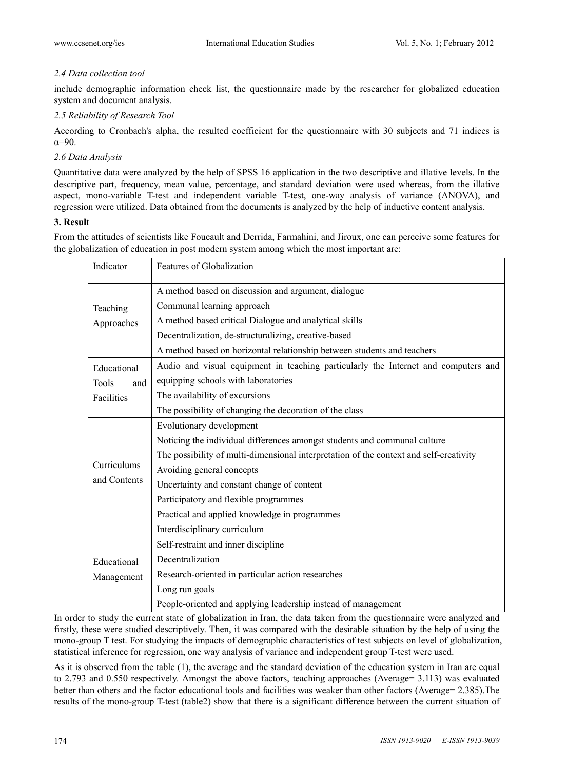### *2.4 Data collection tool*

include demographic information check list, the questionnaire made by the researcher for globalized education system and document analysis.

### *2.5 Reliability of Research Tool*

According to Cronbach's alpha, the resulted coefficient for the questionnaire with 30 subjects and 71 indices is α=90.

### *2.6 Data Analysis*

Quantitative data were analyzed by the help of SPSS 16 application in the two descriptive and illative levels. In the descriptive part, frequency, mean value, percentage, and standard deviation were used whereas, from the illative aspect, mono-variable T-test and independent variable T-test, one-way analysis of variance (ANOVA), and regression were utilized. Data obtained from the documents is analyzed by the help of inductive content analysis.

## 3. Result

From the attitudes of scientists like Foucault and Derrida, Farmahini, and Jiroux, one can perceive some features for the globalization of education in post modern system among which the most important are:

| Indicator | Features of Globalization |
|---|---|
| Teaching Approaches | A method based on discussion and argument, dialogue<br>Communal learning approach<br>A method based critical Dialogue and analytical skills<br>Decentralization, de-structuralizing, creative-based<br>A method based on horizontal relationship between students and teachers |
| Educational Tools and Facilities | Audio and visual equipment in teaching particularly the Internet and computers and equipping schools with laboratories<br>The availability of excursions<br>The possibility of changing the decoration of the class |
| Curriculums and Contents | Evolutionary development<br>Noticing the individual differences amongst students and communal culture<br>The possibility of multi-dimensional interpretation of the context and self-creativity<br>Avoiding general concepts<br>Uncertainty and constant change of content<br>Participatory and flexible programmes<br>Practical and applied knowledge in programmes<br>Interdisciplinary curriculum |
| Educational Management | Self-restraint and inner discipline<br>Decentralization<br>Research-oriented in particular action researches<br>Long run goals<br>People-oriented and applying leadership instead of management |

In order to study the current state of globalization in Iran, the data taken from the questionnaire were analyzed and firstly, these were studied descriptively. Then, it was compared with the desirable situation by the help of using the mono-group T test. For studying the impacts of demographic characteristics of test subjects on level of globalization, statistical inference for regression, one way analysis of variance and independent group T-test were used.

As it is observed from the table (1), the average and the standard deviation of the education system in Iran are equal to 2.793 and 0.550 respectively. Amongst the above factors, teaching approaches (Average= 3.113) was evaluated better than others and the factor educational tools and facilities was weaker than other factors (Average= 2.385).The results of the mono-group T-test (table2) show that there is a significant difference between the current situation of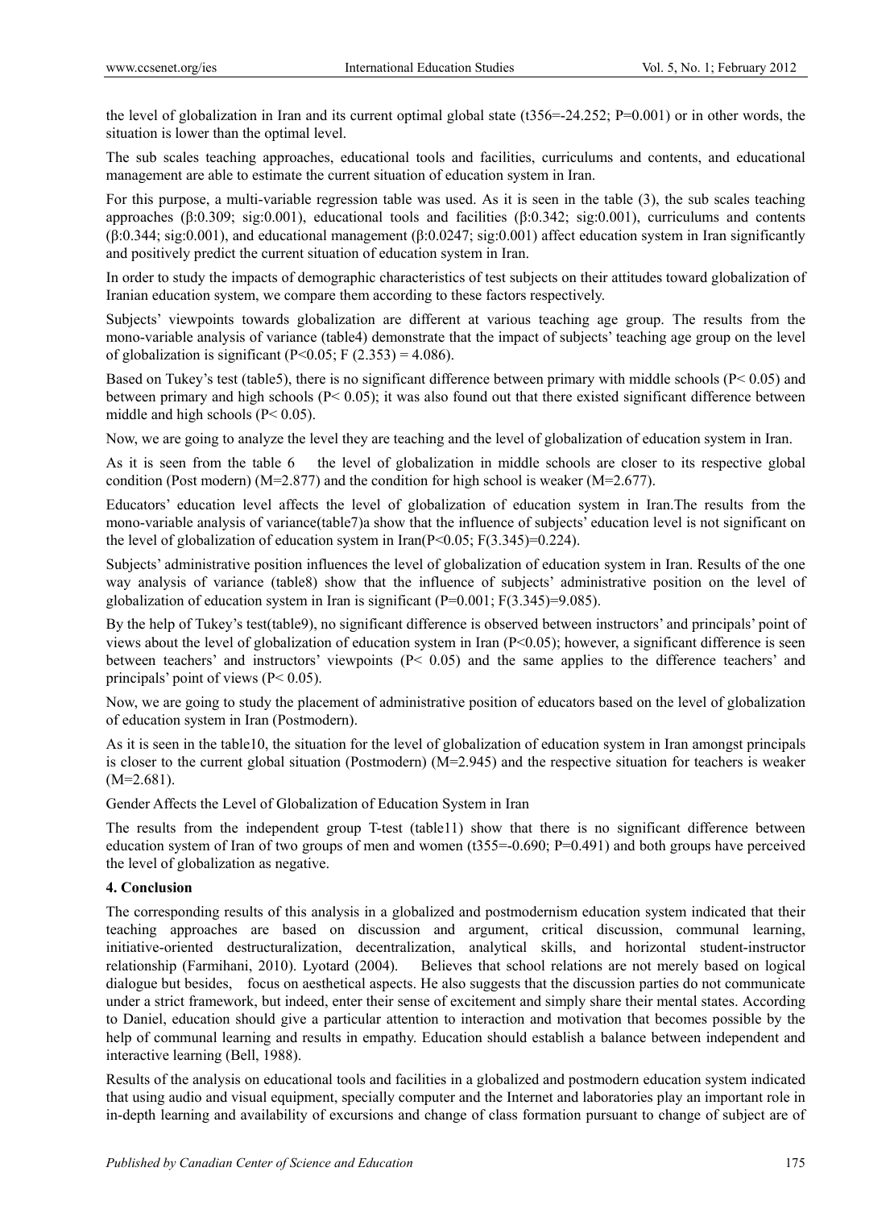the level of globalization in Iran and its current optimal global state ($t_{356}$=-24.252; P=0.001) or in other words, the situation is lower than the optimal level.

The sub scales teaching approaches, educational tools and facilities, curriculums and contents, and educational management are able to estimate the current situation of education system in Iran.

For this purpose, a multi-variable regression table was used. As it is seen in the table (3), the sub scales teaching approaches (β:0.309; sig:0.001), educational tools and facilities (β:0.342; sig:0.001), curriculums and contents (β:0.344; sig:0.001), and educational management (β:0.0247; sig:0.001) affect education system in Iran significantly and positively predict the current situation of education system in Iran.

In order to study the impacts of demographic characteristics of test subjects on their attitudes toward globalization of Iranian education system, we compare them according to these factors respectively.

Subjects' viewpoints towards globalization are different at various teaching age group. The results from the mono-variable analysis of variance (table4) demonstrate that the impact of subjects' teaching age group on the level of globalization is significant ($P<0.05$; $F_{(2.353)} = 4.086$).

Based on Tukey's test (table5), there is no significant difference between primary with middle schools ($P< 0.05$) and between primary and high schools ($P< 0.05$); it was also found out that there existed significant difference between middle and high schools ($P< 0.05$).

Now, we are going to analyze the level they are teaching and the level of globalization of education system in Iran.

As it is seen from the table 6 the level of globalization in middle schools are closer to its respective global condition (Post modern) (M=2.877) and the condition for high school is weaker (M=2.677).

Educators' education level affects the level of globalization of education system in Iran.The results from the mono-variable analysis of variance(table7)a show that the influence of subjects' education level is not significant on the level of globalization of education system in Iran($P<0.05$; $F_{(3.345)}=0.224$).

Subjects' administrative position influences the level of globalization of education system in Iran. Results of the one way analysis of variance (table8) show that the influence of subjects' administrative position on the level of globalization of education system in Iran is significant (P=0.001; $F_{(3.345)}=9.085$).

By the help of Tukey's test(table9), no significant difference is observed between instructors' and principals' point of views about the level of globalization of education system in Iran ($P<0.05$); however, a significant difference is seen between teachers' and instructors' viewpoints ($P< 0.05$) and the same applies to the difference teachers' and principals' point of views ($P< 0.05$).

Now, we are going to study the placement of administrative position of educators based on the level of globalization of education system in Iran (Postmodern).

As it is seen in the table10, the situation for the level of globalization of education system in Iran amongst principals is closer to the current global situation (Postmodern) (M=2.945) and the respective situation for teachers is weaker (M=2.681).

Gender Affects the Level of Globalization of Education System in Iran

The results from the independent group T-test (table11) show that there is no significant difference between education system of Iran of two groups of men and women ($t_{355}$=-0.690; P=0.491) and both groups have perceived the level of globalization as negative.

## 4. Conclusion

The corresponding results of this analysis in a globalized and postmodernism education system indicated that their teaching approaches are based on discussion and argument, critical discussion, communal learning, initiative-oriented destructuralization, decentralization, analytical skills, and horizontal student-instructor relationship (Farmihani, 2010). Lyotard (2004). Believes that school relations are not merely based on logical dialogue but besides, focus on aesthetical aspects. He also suggests that the discussion parties do not communicate under a strict framework, but indeed, enter their sense of excitement and simply share their mental states. According to Daniel, education should give a particular attention to interaction and motivation that becomes possible by the help of communal learning and results in empathy. Education should establish a balance between independent and interactive learning (Bell, 1988).

Results of the analysis on educational tools and facilities in a globalized and postmodern education system indicated that using audio and visual equipment, specially computer and the Internet and laboratories play an important role in in-depth learning and availability of excursions and change of class formation pursuant to change of subject are of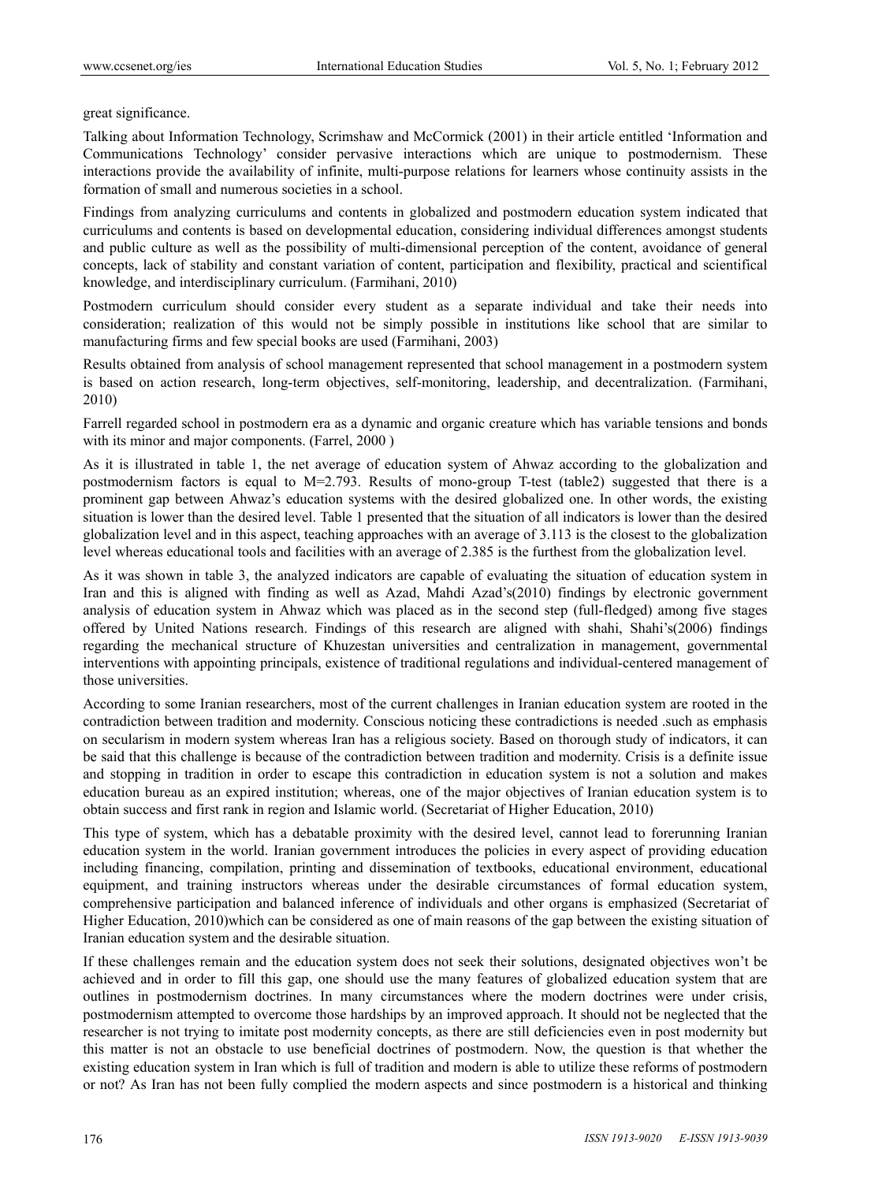great significance.

Talking about Information Technology, Scrimshaw and McCormick (2001) in their article entitled 'Information and Communications Technology' consider pervasive interactions which are unique to postmodernism. These interactions provide the availability of infinite, multi-purpose relations for learners whose continuity assists in the formation of small and numerous societies in a school.

Findings from analyzing curriculums and contents in globalized and postmodern education system indicated that curriculums and contents is based on developmental education, considering individual differences amongst students and public culture as well as the possibility of multi-dimensional perception of the content, avoidance of general concepts, lack of stability and constant variation of content, participation and flexibility, practical and scientifical knowledge, and interdisciplinary curriculum. (Farmihani, 2010)

Postmodern curriculum should consider every student as a separate individual and take their needs into consideration; realization of this would not be simply possible in institutions like school that are similar to manufacturing firms and few special books are used (Farmihani, 2003)

Results obtained from analysis of school management represented that school management in a postmodern system is based on action research, long-term objectives, self-monitoring, leadership, and decentralization. (Farmihani, 2010)

Farrell regarded school in postmodern era as a dynamic and organic creature which has variable tensions and bonds with its minor and major components. (Farrel, 2000 )

As it is illustrated in table 1, the net average of education system of Ahwaz according to the globalization and postmodernism factors is equal to M=2.793. Results of mono-group T-test (table2) suggested that there is a prominent gap between Ahwaz's education systems with the desired globalized one. In other words, the existing situation is lower than the desired level. Table 1 presented that the situation of all indicators is lower than the desired globalization level and in this aspect, teaching approaches with an average of 3.113 is the closest to the globalization level whereas educational tools and facilities with an average of 2.385 is the furthest from the globalization level.

As it was shown in table 3, the analyzed indicators are capable of evaluating the situation of education system in Iran and this is aligned with finding as well as Azad, Mahdi Azad's(2010) findings by electronic government analysis of education system in Ahwaz which was placed as in the second step (full-fledged) among five stages offered by United Nations research. Findings of this research are aligned with shahi, Shahi's(2006) findings regarding the mechanical structure of Khuzestan universities and centralization in management, governmental interventions with appointing principals, existence of traditional regulations and individual-centered management of those universities.

According to some Iranian researchers, most of the current challenges in Iranian education system are rooted in the contradiction between tradition and modernity. Conscious noticing these contradictions is needed .such as emphasis on secularism in modern system whereas Iran has a religious society. Based on thorough study of indicators, it can be said that this challenge is because of the contradiction between tradition and modernity. Crisis is a definite issue and stopping in tradition in order to escape this contradiction in education system is not a solution and makes education bureau as an expired institution; whereas, one of the major objectives of Iranian education system is to obtain success and first rank in region and Islamic world. (Secretariat of Higher Education, 2010)

This type of system, which has a debatable proximity with the desired level, cannot lead to forerunning Iranian education system in the world. Iranian government introduces the policies in every aspect of providing education including financing, compilation, printing and dissemination of textbooks, educational environment, educational equipment, and training instructors whereas under the desirable circumstances of formal education system, comprehensive participation and balanced inference of individuals and other organs is emphasized (Secretariat of Higher Education, 2010)which can be considered as one of main reasons of the gap between the existing situation of Iranian education system and the desirable situation.

If these challenges remain and the education system does not seek their solutions, designated objectives won't be achieved and in order to fill this gap, one should use the many features of globalized education system that are outlines in postmodernism doctrines. In many circumstances where the modern doctrines were under crisis, postmodernism attempted to overcome those hardships by an improved approach. It should not be neglected that the researcher is not trying to imitate post modernity concepts, as there are still deficiencies even in post modernity but this matter is not an obstacle to use beneficial doctrines of postmodern. Now, the question is that whether the existing education system in Iran which is full of tradition and modern is able to utilize these reforms of postmodern or not? As Iran has not been fully complied the modern aspects and since postmodern is a historical and thinking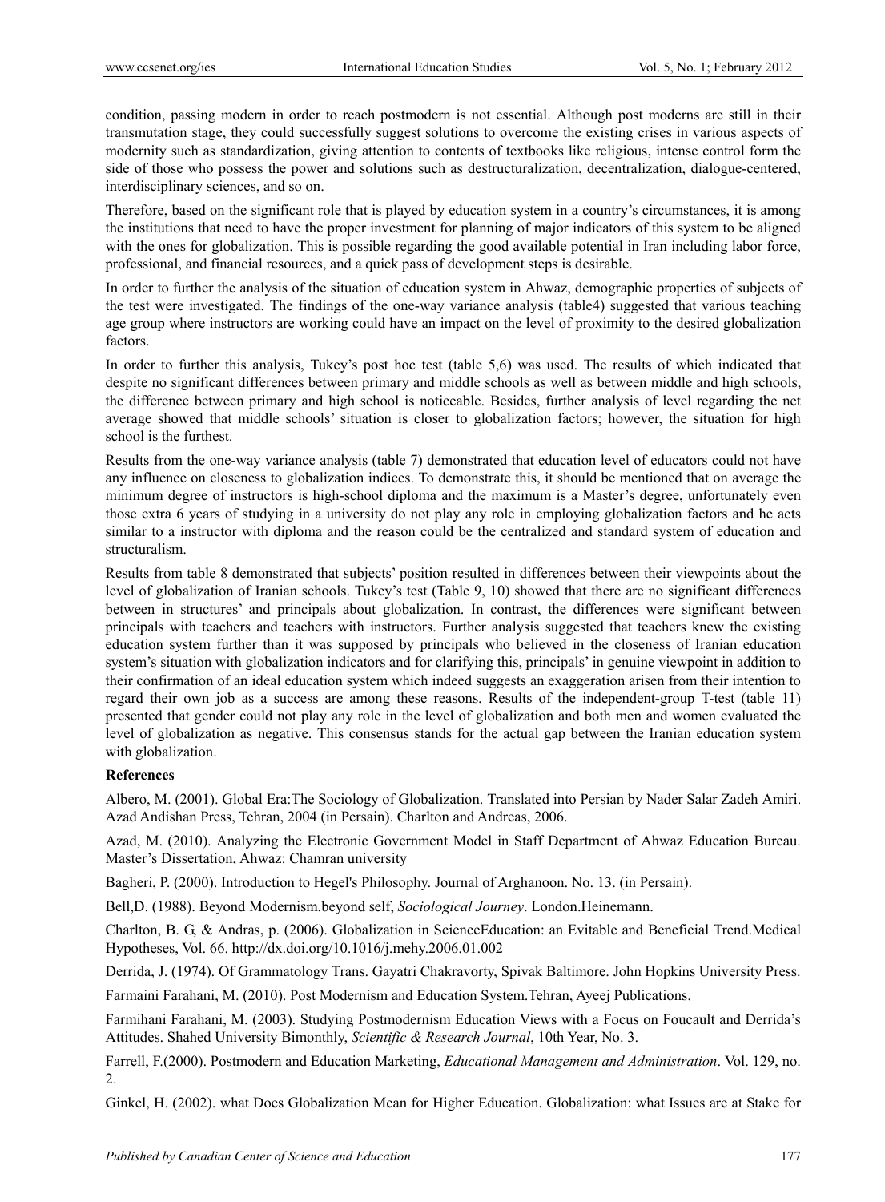condition, passing modern in order to reach postmodern is not essential. Although post moderns are still in their transmutation stage, they could successfully suggest solutions to overcome the existing crises in various aspects of modernity such as standardization, giving attention to contents of textbooks like religious, intense control form the side of those who possess the power and solutions such as destructuralization, decentralization, dialogue-centered, interdisciplinary sciences, and so on.

Therefore, based on the significant role that is played by education system in a country's circumstances, it is among the institutions that need to have the proper investment for planning of major indicators of this system to be aligned with the ones for globalization. This is possible regarding the good available potential in Iran including labor force, professional, and financial resources, and a quick pass of development steps is desirable.

In order to further the analysis of the situation of education system in Ahwaz, demographic properties of subjects of the test were investigated. The findings of the one-way variance analysis (table4) suggested that various teaching age group where instructors are working could have an impact on the level of proximity to the desired globalization factors.

In order to further this analysis, Tukey's post hoc test (table 5,6) was used. The results of which indicated that despite no significant differences between primary and middle schools as well as between middle and high schools, the difference between primary and high school is noticeable. Besides, further analysis of level regarding the net average showed that middle schools' situation is closer to globalization factors; however, the situation for high school is the furthest.

Results from the one-way variance analysis (table 7) demonstrated that education level of educators could not have any influence on closeness to globalization indices. To demonstrate this, it should be mentioned that on average the minimum degree of instructors is high-school diploma and the maximum is a Master's degree, unfortunately even those extra 6 years of studying in a university do not play any role in employing globalization factors and he acts similar to a instructor with diploma and the reason could be the centralized and standard system of education and structuralism.

Results from table 8 demonstrated that subjects' position resulted in differences between their viewpoints about the level of globalization of Iranian schools. Tukey's test (Table 9, 10) showed that there are no significant differences between in structures' and principals about globalization. In contrast, the differences were significant between principals with teachers and teachers with instructors. Further analysis suggested that teachers knew the existing education system further than it was supposed by principals who believed in the closeness of Iranian education system's situation with globalization indicators and for clarifying this, principals' in genuine viewpoint in addition to their confirmation of an ideal education system which indeed suggests an exaggeration arisen from their intention to regard their own job as a success are among these reasons. Results of the independent-group T-test (table 11) presented that gender could not play any role in the level of globalization and both men and women evaluated the level of globalization as negative. This consensus stands for the actual gap between the Iranian education system with globalization.

## References

Albero, M. (2001). Global Era:The Sociology of Globalization. Translated into Persian by Nader Salar Zadeh Amiri. Azad Andishan Press, Tehran, 2004 (in Persain). Charlton and Andreas, 2006.

Azad, M. (2010). Analyzing the Electronic Government Model in Staff Department of Ahwaz Education Bureau. Master's Dissertation, Ahwaz: Chamran university

Bagheri, P. (2000). Introduction to Hegel's Philosophy. Journal of Arghanoon. No. 13. (in Persain).

Bell,D. (1988). Beyond Modernism.beyond self, *Sociological Journey*. London.Heinemann.

Charlton, B. G, & Andras, p. (2006). Globalization in ScienceEducation: an Evitable and Beneficial Trend.Medical Hypotheses, Vol. 66. http://dx.doi.org/10.1016/j.mehy.2006.01.002

Derrida, J. (1974). Of Grammatology Trans. Gayatri Chakravorty, Spivak Baltimore. John Hopkins University Press.

Farmaini Farahani, M. (2010). Post Modernism and Education System.Tehran, Ayeej Publications.

Farmihani Farahani, M. (2003). Studying Postmodernism Education Views with a Focus on Foucault and Derrida's Attitudes. Shahed University Bimonthly, *Scientific & Research Journal*, 10th Year, No. 3.

Farrell, F.(2000). Postmodern and Education Marketing, *Educational Management and Administration*. Vol. 129, no. 2.

Ginkel, H. (2002). what Does Globalization Mean for Higher Education. Globalization: what Issues are at Stake for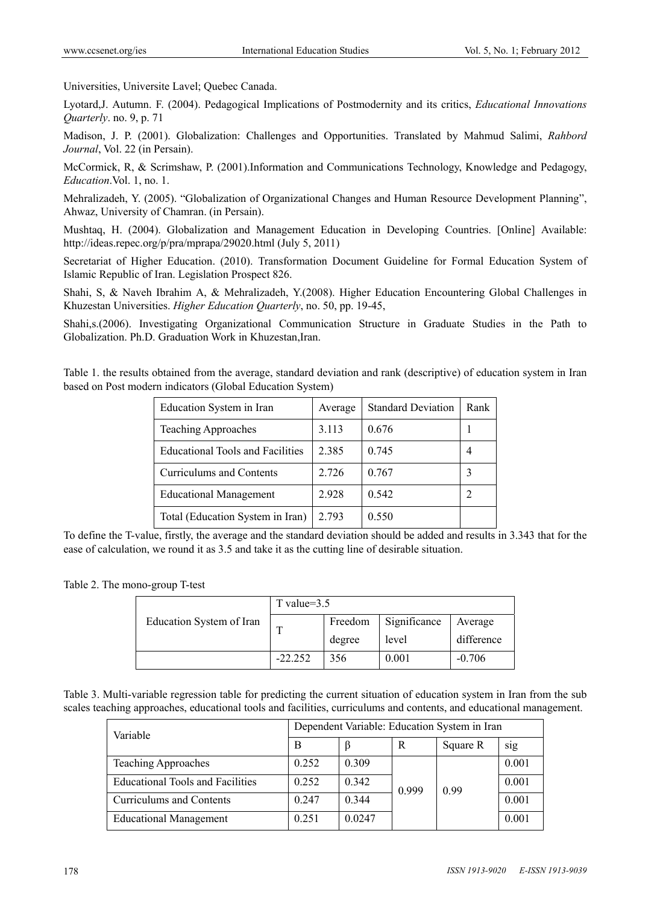Universities, Universite Lavel; Quebec Canada.

Lyotard,J. Autumn. F. (2004). Pedagogical Implications of Postmodernity and its critics, *Educational Innovations Quarterly*. no. 9, p. 71

Madison, J. P. (2001). Globalization: Challenges and Opportunities. Translated by Mahmud Salimi, *Rahbord Journal*, Vol. 22 (in Persain).

McCormick, R, & Scrimshaw, P. (2001).Information and Communications Technology, Knowledge and Pedagogy, *Education*.Vol. 1, no. 1.

Mehralizadeh, Y. (2005). "Globalization of Organizational Changes and Human Resource Development Planning", Ahwaz, University of Chamran. (in Persain).

Mushtaq, H. (2004). Globalization and Management Education in Developing Countries. [Online] Available: http://ideas.repec.org/p/pra/mprapa/29020.html (July 5, 2011)

Secretariat of Higher Education. (2010). Transformation Document Guideline for Formal Education System of Islamic Republic of Iran. Legislation Prospect 826.

Shahi, S, & Naveh Ibrahim A, & Mehralizadeh, Y.(2008). Higher Education Encountering Global Challenges in Khuzestan Universities. *Higher Education Quarterly*, no. 50, pp. 19-45,

Shahi,s.(2006). Investigating Organizational Communication Structure in Graduate Studies in the Path to Globalization. Ph.D. Graduation Work in Khuzestan,Iran.

Table 1. the results obtained from the average, standard deviation and rank (descriptive) of education system in Iran based on Post modern indicators (Global Education System)

| Education System in Iran | Average | Standard Deviation | Rank |
|---|---|---|---|
| Teaching Approaches | 3.113 | 0.676 | 1 |
| Educational Tools and Facilities | 2.385 | 0.745 | 4 |
| Curriculums and Contents | 2.726 | 0.767 | 3 |
| Educational Management | 2.928 | 0.542 | 2 |
| Total (Education System in Iran) | 2.793 | 0.550 | |

To define the T-value, firstly, the average and the standard deviation should be added and results in 3.343 that for the ease of calculation, we round it as 3.5 and take it as the cutting line of desirable situation.

Table 2. The mono-group T-test

| Education System of Iran | T value=3.5 | | | |
|---|---|---|---|---|
| | T | Freedom degree | Significance level | Average difference |
| | -22.252 | 356 | 0.001 | -0.706 |

Table 3. Multi-variable regression table for predicting the current situation of education system in Iran from the sub scales teaching approaches, educational tools and facilities, curriculums and contents, and educational management.

| Variable | Dependent Variable: Education System in Iran | | | | |
|---|---|---|---|---|---|
| | B | β | R | Square R | sig |
| Teaching Approaches | 0.252 | 0.309 | 0.999 | 0.99 | 0.001 |
| Educational Tools and Facilities | 0.252 | 0.342 | | | 0.001 |
| Curriculums and Contents | 0.247 | 0.344 | | | 0.001 |
| Educational Management | 0.251 | 0.0247 | | | 0.001 |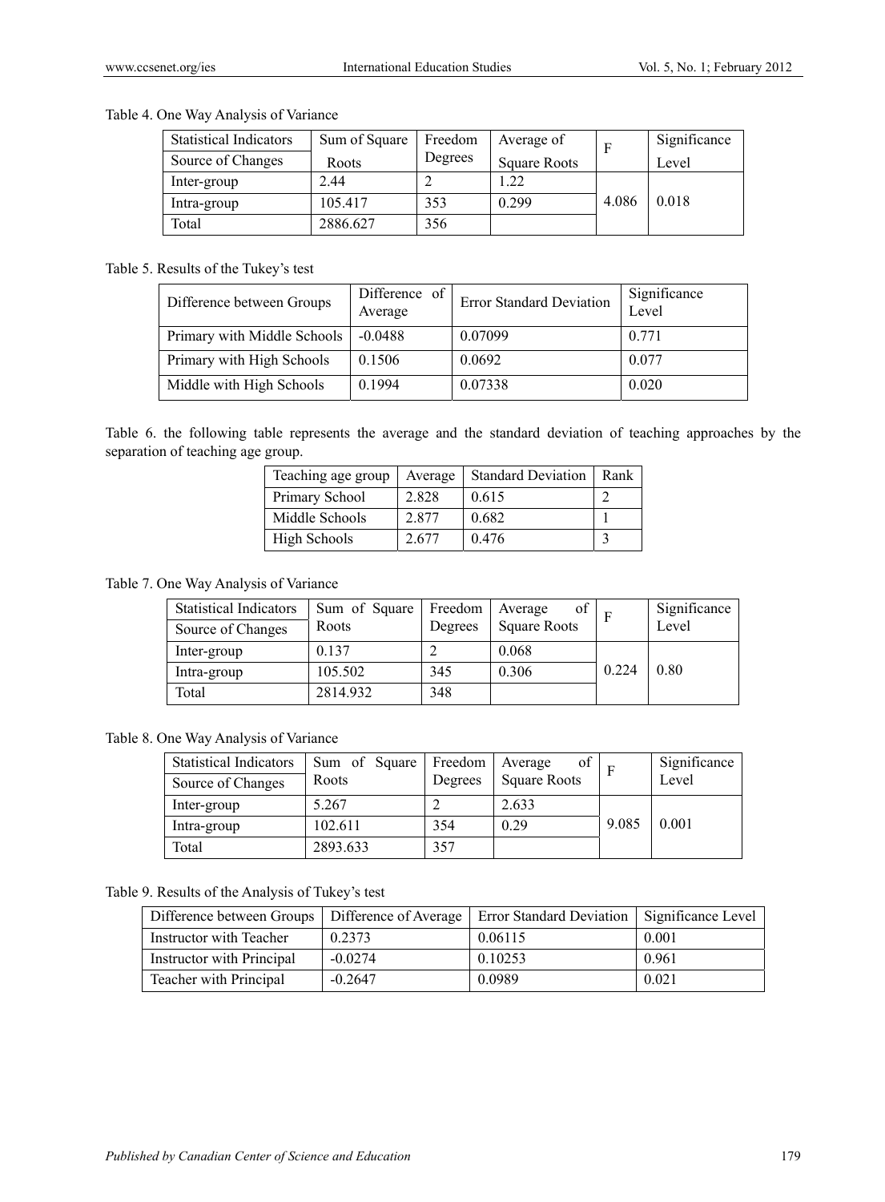Table 4. One Way Analysis of Variance

| Statistical Indicators / Source of Changes | Sum of Square Roots | Freedom Degrees | Average of Square Roots | F | Significance Level |
|---|---|---|---|---|---|
| Inter-group | 2.44 | 2 | 1.22 | 4.086 | 0.018 |
| Intra-group | 105.417 | 353 | 0.299 | | |
| Total | 2886.627 | 356 | | | |

Table 5. Results of the Tukey's test

| Difference between Groups | Difference of Average | Error Standard Deviation | Significance Level |
|---|---|---|---|
| Primary with Middle Schools | -0.0488 | 0.07099 | 0.771 |
| Primary with High Schools | 0.1506 | 0.0692 | 0.077 |
| Middle with High Schools | 0.1994 | 0.07338 | 0.020 |

Table 6. the following table represents the average and the standard deviation of teaching approaches by the separation of teaching age group.

| Teaching age group | Average | Standard Deviation | Rank |
|---|---|---|---|
| Primary School | 2.828 | 0.615 | 2 |
| Middle Schools | 2.877 | 0.682 | 1 |
| High Schools | 2.677 | 0.476 | 3 |

Table 7. One Way Analysis of Variance

| Statistical Indicators / Source of Changes | Sum of Square Roots | Freedom Degrees | Average of Square Roots | F | Significance Level |
|---|---|---|---|---|---|
| Inter-group | 0.137 | 2 | 0.068 | 0.224 | 0.80 |
| Intra-group | 105.502 | 345 | 0.306 | | |
| Total | 2814.932 | 348 | | | |

Table 8. One Way Analysis of Variance

| Statistical Indicators / Source of Changes | Sum of Square Roots | Freedom Degrees | Average of Square Roots | F | Significance Level |
|---|---|---|---|---|---|
| Inter-group | 5.267 | 2 | 2.633 | 9.085 | 0.001 |
| Intra-group | 102.611 | 354 | 0.29 | | |
| Total | 2893.633 | 357 | | | |

Table 9. Results of the Analysis of Tukey's test

| Difference between Groups | Difference of Average | Error Standard Deviation | Significance Level |
|---|---|---|---|
| Instructor with Teacher | 0.2373 | 0.06115 | 0.001 |
| Instructor with Principal | -0.0274 | 0.10253 | 0.961 |
| Teacher with Principal | -0.2647 | 0.0989 | 0.021 |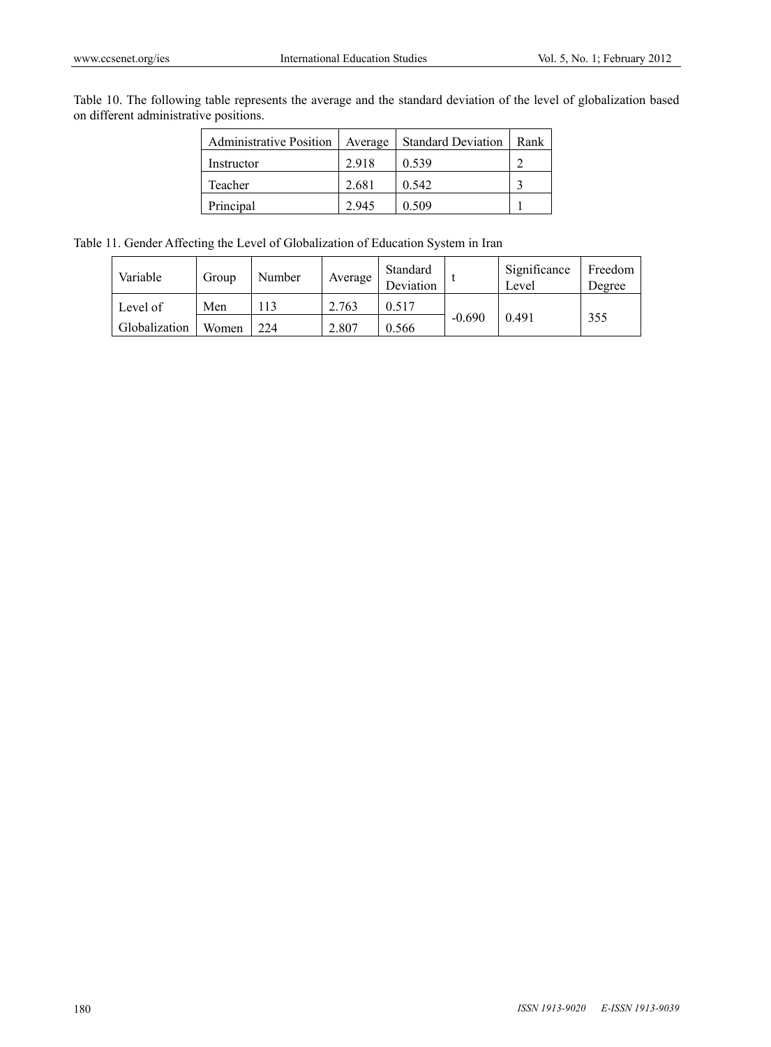Table 10. The following table represents the average and the standard deviation of the level of globalization based on different administrative positions.

| Administrative Position | Average | Standard Deviation | Rank |
|---|---|---|---|
| Instructor | 2.918 | 0.539 | 2 |
| Teacher | 2.681 | 0.542 | 3 |
| Principal | 2.945 | 0.509 | 1 |

Table 11. Gender Affecting the Level of Globalization of Education System in Iran

| Variable | Group | Number | Average | Standard Deviation | t | Significance Level | Freedom Degree |
|---|---|---|---|---|---|---|---|
| Level of Globalization | Men | 113 | 2.763 | 0.517 | -0.690 | 0.491 | 355 |
| | Women | 224 | 2.807 | 0.566 | | | |